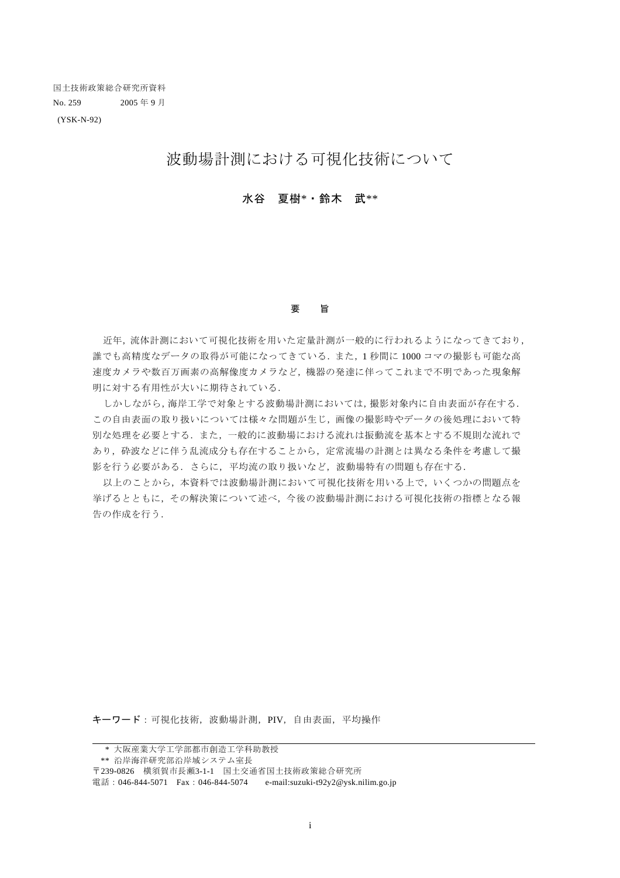国土技術政策総合研究所資料
No. 259　　　　2005 年 9 月
(YSK-N-92)

# 波動場計測における可視化技術について

**水谷　夏樹*・鈴木　武****

## 要　旨

近年，流体計測において可視化技術を用いた定量計測が一般的に行われるようになってきており，誰でも高精度なデータの取得が可能になってきている．また，1 秒間に 1000 コマの撮影も可能な高速度カメラや数百万画素の高解像度カメラなど，機器の発達に伴ってこれまで不明であった現象解明に対する有用性が大いに期待されている．

しかしながら，海岸工学で対象とする波動場計測においては，撮影対象内に自由表面が存在する．この自由表面の取り扱いについては様々な問題が生じ，画像の撮影時やデータの後処理において特別な処理を必要とする．また，一般的に波動場における流れは振動流を基本とする不規則な流れであり，砕波などに伴う乱流成分も存在することから，定常流場の計測とは異なる条件を考慮して撮影を行う必要がある．さらに，平均流の取り扱いなど，波動場特有の問題も存在する．

以上のことから，本資料では波動場計測において可視化技術を用いる上で，いくつかの問題点を挙げるとともに，その解決策について述べ，今後の波動場計測における可視化技術の指標となる報告の作成を行う．

**キーワード**：可視化技術，波動場計測，PIV，自由表面，平均操作

---

\* 大阪産業大学工学部都市創造工学科助教授
** 沿岸海洋研究部沿岸域システム室長
〒239-0826　横須賀市長瀬3-1-1　国土交通省国土技術政策総合研究所
電話：046-844-5071　Fax：046-844-5074　　e-mail:suzuki-t92y2@ysk.nilim.go.jp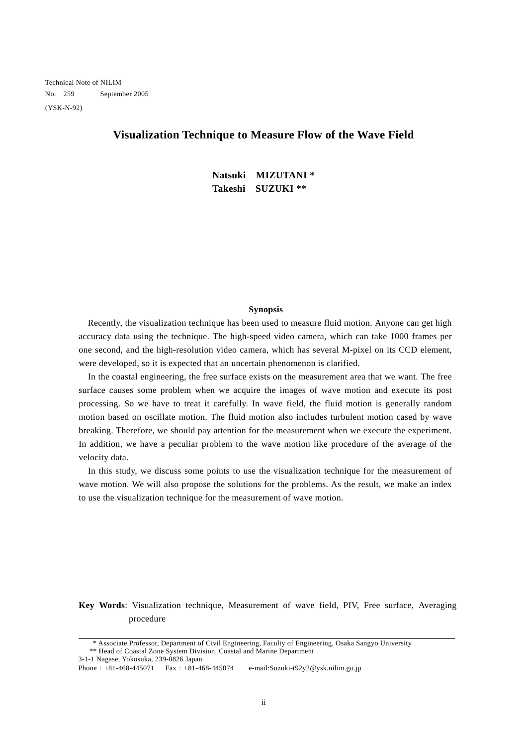Technical Note of NILIM
No. 259 September 2005
(YSK-N-92)

# Visualization Technique to Measure Flow of the Wave Field

**Natsuki MIZUTANI ***
**Takeshi SUZUKI ****

## Synopsis

Recently, the visualization technique has been used to measure fluid motion. Anyone can get high accuracy data using the technique. The high-speed video camera, which can take 1000 frames per one second, and the high-resolution video camera, which has several M-pixel on its CCD element, were developed, so it is expected that an uncertain phenomenon is clarified.

In the coastal engineering, the free surface exists on the measurement area that we want. The free surface causes some problem when we acquire the images of wave motion and execute its post processing. So we have to treat it carefully. In wave field, the fluid motion is generally random motion based on oscillate motion. The fluid motion also includes turbulent motion cased by wave breaking. Therefore, we should pay attention for the measurement when we execute the experiment. In addition, we have a peculiar problem to the wave motion like procedure of the average of the velocity data.

In this study, we discuss some points to use the visualization technique for the measurement of wave motion. We will also propose the solutions for the problems. As the result, we make an index to use the visualization technique for the measurement of wave motion.

**Key Words**: Visualization technique, Measurement of wave field, PIV, Free surface, Averaging procedure

---

\* Associate Professor, Department of Civil Engineering, Faculty of Engineering, Osaka Sangyo University
\*\* Head of Coastal Zone System Division, Coastal and Marine Department
3-1-1 Nagase, Yokosuka, 239-0826 Japan
Phone：+81-468-445071 Fax：+81-468-445074 e-mail:Suzuki-t92y2@ysk.nilim.go.jp